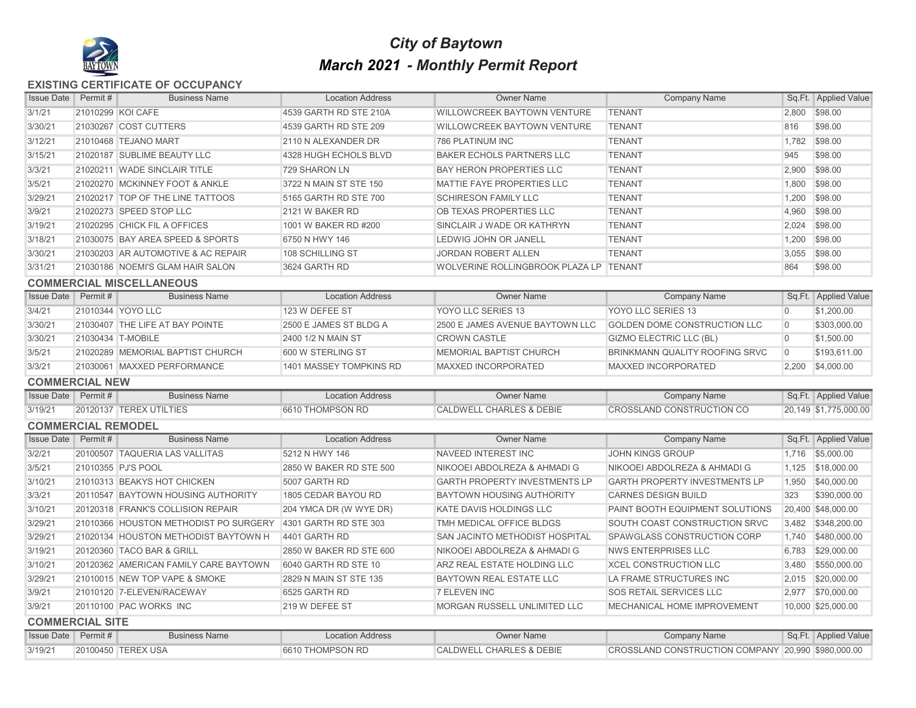# City of Baytown

## March 2021 - Monthly Permit Report

### EXISTING CERTIFICATE OF OCCUPANCY

| Issue Date | Permit # | Business Name | Location Address | Owner Name | Company Name | Sq.Ft. | Applied Value |
|---|---|---|---|---|---|---|---|
| 3/1/21 | 21010299 | KOI CAFE | 4539 GARTH RD STE 210A | WILLOWCREEK BAYTOWN VENTURE | TENANT | 2,800 | $98.00 |
| 3/30/21 | 21030267 | COST CUTTERS | 4539 GARTH RD STE 209 | WILLOWCREEK BAYTOWN VENTURE | TENANT | 816 | $98.00 |
| 3/12/21 | 21010468 | TEJANO MART | 2110 N ALEXANDER DR | 786 PLATINUM INC | TENANT | 1,782 | $98.00 |
| 3/15/21 | 21020187 | SUBLIME BEAUTY LLC | 4328 HUGH ECHOLS BLVD | BAKER ECHOLS PARTNERS LLC | TENANT | 945 | $98.00 |
| 3/3/21 | 21020211 | WADE SINCLAIR TITLE | 729 SHARON LN | BAY HERON PROPERTIES LLC | TENANT | 2,900 | $98.00 |
| 3/5/21 | 21020270 | MCKINNEY FOOT & ANKLE | 3722 N MAIN ST STE 150 | MATTIE FAYE PROPERTIES LLC | TENANT | 1,800 | $98.00 |
| 3/29/21 | 21020217 | TOP OF THE LINE TATTOOS | 5165 GARTH RD STE 700 | SCHIRESON FAMILY LLC | TENANT | 1,200 | $98.00 |
| 3/9/21 | 21020273 | SPEED STOP LLC | 2121 W BAKER RD | OB TEXAS PROPERTIES LLC | TENANT | 4,960 | $98.00 |
| 3/19/21 | 21020295 | CHICK FIL A OFFICES | 1001 W BAKER RD #200 | SINCLAIR J WADE OR KATHRYN | TENANT | 2,024 | $98.00 |
| 3/18/21 | 21030075 | BAY AREA SPEED & SPORTS | 6750 N HWY 146 | LEDWIG JOHN OR JANELL | TENANT | 1,200 | $98.00 |
| 3/30/21 | 21030203 | AR AUTOMOTIVE & AC REPAIR | 108 SCHILLING ST | JORDAN ROBERT ALLEN | TENANT | 3,055 | $98.00 |
| 3/31/21 | 21030186 | NOEMI'S GLAM HAIR SALON | 3624 GARTH RD | WOLVERINE ROLLINGBROOK PLAZA LP | TENANT | 864 | $98.00 |

### COMMERCIAL MISCELLANEOUS

| Issue Date | Permit # | Business Name | Location Address | Owner Name | Company Name | Sq.Ft. | Applied Value |
|---|---|---|---|---|---|---|---|
| 3/4/21 | 21010344 | YOYO LLC | 123 W DEFEE ST | YOYO LLC SERIES 13 | YOYO LLC SERIES 13 | 0 | $1,200.00 |
| 3/30/21 | 21030407 | THE LIFE AT BAY POINTE | 2500 E JAMES ST BLDG A | 2500 E JAMES AVENUE BAYTOWN LLC | GOLDEN DOME CONSTRUCTION LLC | 0 | $303,000.00 |
| 3/30/21 | 21030434 | T-MOBILE | 2400 1/2 N MAIN ST | CROWN CASTLE | GIZMO ELECTRIC LLC (BL) | 0 | $1,500.00 |
| 3/5/21 | 21020289 | MEMORIAL BAPTIST CHURCH | 600 W STERLING ST | MEMORIAL BAPTIST CHURCH | BRINKMANN QUALITY ROOFING SRVC | 0 | $193,611.00 |
| 3/3/21 | 21030061 | MAXXED PERFORMANCE | 1401 MASSEY TOMPKINS RD | MAXXED INCORPORATED | MAXXED INCORPORATED | 2,200 | $4,000.00 |

### COMMERCIAL NEW

| Issue Date | Permit # | Business Name | Location Address | Owner Name | Company Name | Sq.Ft. | Applied Value |
|---|---|---|---|---|---|---|---|
| 3/19/21 | 20120137 | TEREX UTILTIES | 6610 THOMPSON RD | CALDWELL CHARLES & DEBIE | CROSSLAND CONSTRUCTION CO | 20,149 | $1,775,000.00 |

### COMMERCIAL REMODEL

| Issue Date | Permit # | Business Name | Location Address | Owner Name | Company Name | Sq.Ft. | Applied Value |
|---|---|---|---|---|---|---|---|
| 3/2/21 | 20100507 | TAQUERIA LAS VALLITAS | 5212 N HWY 146 | NAVEED INTEREST INC | JOHN KINGS GROUP | 1,716 | $5,000.00 |
| 3/5/21 | 21010355 | PJ'S POOL | 2850 W BAKER RD STE 500 | NIKOOEI ABDOLREZA & AHMADI G | NIKOOEI ABDOLREZA & AHMADI G | 1,125 | $18,000.00 |
| 3/10/21 | 21010313 | BEAKYS HOT CHICKEN | 5007 GARTH RD | GARTH PROPERTY INVESTMENTS LP | GARTH PROPERTY INVESTMENTS LP | 1,950 | $40,000.00 |
| 3/3/21 | 20110547 | BAYTOWN HOUSING AUTHORITY | 1805 CEDAR BAYOU RD | BAYTOWN HOUSING AUTHORITY | CARNES DESIGN BUILD | 323 | $390,000.00 |
| 3/10/21 | 20120318 | FRANK'S COLLISION REPAIR | 204 YMCA DR (W WYE DR) | KATE DAVIS HOLDINGS LLC | PAINT BOOTH EQUIPMENT SOLUTIONS | 20,400 | $48,000.00 |
| 3/29/21 | 21010366 | HOUSTON METHODIST PO SURGERY | 4301 GARTH RD STE 303 | TMH MEDICAL OFFICE BLDGS | SOUTH COAST CONSTRUCTION SRVC | 3,482 | $348,200.00 |
| 3/29/21 | 21020134 | HOUSTON METHODIST BAYTOWN H | 4401 GARTH RD | SAN JACINTO METHODIST HOSPITAL | SPAWGLASS CONSTRUCTION CORP | 1,740 | $480,000.00 |
| 3/19/21 | 20120360 | TACO BAR & GRILL | 2850 W BAKER RD STE 600 | NIKOOEI ABDOLREZA & AHMADI G | NWS ENTERPRISES LLC | 6,783 | $29,000.00 |
| 3/10/21 | 20120362 | AMERICAN FAMILY CARE BAYTOWN | 6040 GARTH RD STE 10 | ARZ REAL ESTATE HOLDING LLC | XCEL CONSTRUCTION LLC | 3,480 | $550,000.00 |
| 3/29/21 | 21010015 | NEW TOP VAPE & SMOKE | 2829 N MAIN ST STE 135 | BAYTOWN REAL ESTATE LLC | LA FRAME STRUCTURES INC | 2,015 | $20,000.00 |
| 3/9/21 | 21010120 | 7-ELEVEN/RACEWAY | 6525 GARTH RD | 7 ELEVEN INC | SOS RETAIL SERVICES LLC | 2,977 | $70,000.00 |
| 3/9/21 | 20110100 | PAC WORKS INC | 219 W DEFEE ST | MORGAN RUSSELL UNLIMITED LLC | MECHANICAL HOME IMPROVEMENT | 10,000 | $25,000.00 |

### COMMERCIAL SITE

| Issue Date | Permit # | Business Name | Location Address | Owner Name | Company Name | Sq.Ft. | Applied Value |
|---|---|---|---|---|---|---|---|
| 3/19/21 | 20100450 | TEREX USA | 6610 THOMPSON RD | CALDWELL CHARLES & DEBIE | CROSSLAND CONSTRUCTION COMPANY | 20,990 | $980,000.00 |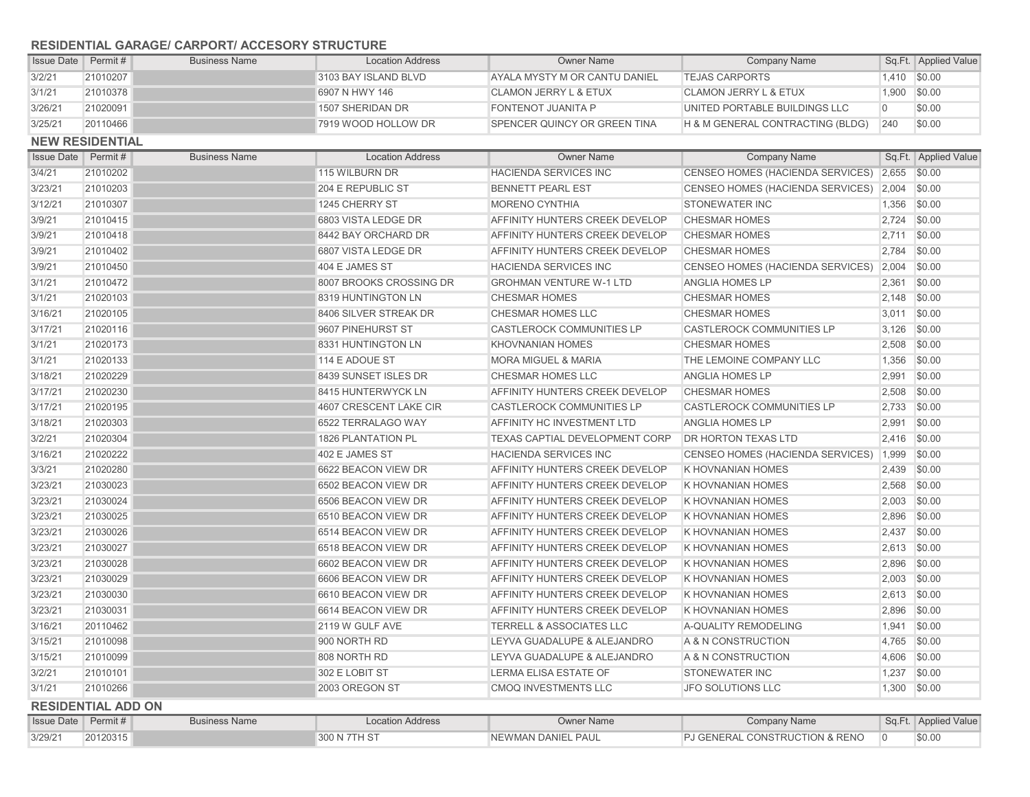### RESIDENTIAL GARAGE/ CARPORT/ ACCESORY STRUCTURE

| Issue Date | Permit # | Business Name | Location Address | Owner Name | Company Name | Sq.Ft. | Applied Value |
|---|---|---|---|---|---|---|---|
| 3/2/21 | 21010207 | | 3103 BAY ISLAND BLVD | AYALA MYSTY M OR CANTU DANIEL | TEJAS CARPORTS | 1,410 | $0.00 |
| 3/1/21 | 21010378 | | 6907 N HWY 146 | CLAMON JERRY L & ETUX | CLAMON JERRY L & ETUX | 1,900 | $0.00 |
| 3/26/21 | 21020091 | | 1507 SHERIDAN DR | FONTENOT JUANITA P | UNITED PORTABLE BUILDINGS LLC | 0 | $0.00 |
| 3/25/21 | 20110466 | | 7919 WOOD HOLLOW DR | SPENCER QUINCY OR GREEN TINA | H & M GENERAL CONTRACTING (BLDG) | 240 | $0.00 |

### NEW RESIDENTIAL

| Issue Date | Permit # | Business Name | Location Address | Owner Name | Company Name | Sq.Ft. | Applied Value |
|---|---|---|---|---|---|---|---|
| 3/4/21 | 21010202 | | 115 WILBURN DR | HACIENDA SERVICES INC | CENSEO HOMES (HACIENDA SERVICES) | 2,655 | $0.00 |
| 3/23/21 | 21010203 | | 204 E REPUBLIC ST | BENNETT PEARL EST | CENSEO HOMES (HACIENDA SERVICES) | 2,004 | $0.00 |
| 3/12/21 | 21010307 | | 1245 CHERRY ST | MORENO CYNTHIA | STONEWATER INC | 1,356 | $0.00 |
| 3/9/21 | 21010415 | | 6803 VISTA LEDGE DR | AFFINITY HUNTERS CREEK DEVELOP | CHESMAR HOMES | 2,724 | $0.00 |
| 3/9/21 | 21010418 | | 8442 BAY ORCHARD DR | AFFINITY HUNTERS CREEK DEVELOP | CHESMAR HOMES | 2,711 | $0.00 |
| 3/9/21 | 21010402 | | 6807 VISTA LEDGE DR | AFFINITY HUNTERS CREEK DEVELOP | CHESMAR HOMES | 2,784 | $0.00 |
| 3/9/21 | 21010450 | | 404 E JAMES ST | HACIENDA SERVICES INC | CENSEO HOMES (HACIENDA SERVICES) | 2,004 | $0.00 |
| 3/1/21 | 21010472 | | 8007 BROOKS CROSSING DR | GROHMAN VENTURE W-1 LTD | ANGLIA HOMES LP | 2,361 | $0.00 |
| 3/1/21 | 21020103 | | 8319 HUNTINGTON LN | CHESMAR HOMES | CHESMAR HOMES | 2,148 | $0.00 |
| 3/16/21 | 21020105 | | 8406 SILVER STREAK DR | CHESMAR HOMES LLC | CHESMAR HOMES | 3,011 | $0.00 |
| 3/17/21 | 21020116 | | 9607 PINEHURST ST | CASTLEROCK COMMUNITIES LP | CASTLEROCK COMMUNITIES LP | 3,126 | $0.00 |
| 3/1/21 | 21020173 | | 8331 HUNTINGTON LN | KHOVNANIAN HOMES | CHESMAR HOMES | 2,508 | $0.00 |
| 3/1/21 | 21020133 | | 114 E ADOUE ST | MORA MIGUEL & MARIA | THE LEMOINE COMPANY LLC | 1,356 | $0.00 |
| 3/18/21 | 21020229 | | 8439 SUNSET ISLES DR | CHESMAR HOMES LLC | ANGLIA HOMES LP | 2,991 | $0.00 |
| 3/17/21 | 21020230 | | 8415 HUNTERWYCK LN | AFFINITY HUNTERS CREEK DEVELOP | CHESMAR HOMES | 2,508 | $0.00 |
| 3/17/21 | 21020195 | | 4607 CRESCENT LAKE CIR | CASTLEROCK COMMUNITIES LP | CASTLEROCK COMMUNITIES LP | 2,733 | $0.00 |
| 3/18/21 | 21020303 | | 6522 TERRALAGO WAY | AFFINITY HC INVESTMENT LTD | ANGLIA HOMES LP | 2,991 | $0.00 |
| 3/2/21 | 21020304 | | 1826 PLANTATION PL | TEXAS CAPTIAL DEVELOPMENT CORP | DR HORTON TEXAS LTD | 2,416 | $0.00 |
| 3/16/21 | 21020222 | | 402 E JAMES ST | HACIENDA SERVICES INC | CENSEO HOMES (HACIENDA SERVICES) | 1,999 | $0.00 |
| 3/3/21 | 21020280 | | 6622 BEACON VIEW DR | AFFINITY HUNTERS CREEK DEVELOP | K HOVNANIAN HOMES | 2,439 | $0.00 |
| 3/23/21 | 21030023 | | 6502 BEACON VIEW DR | AFFINITY HUNTERS CREEK DEVELOP | K HOVNANIAN HOMES | 2,568 | $0.00 |
| 3/23/21 | 21030024 | | 6506 BEACON VIEW DR | AFFINITY HUNTERS CREEK DEVELOP | K HOVNANIAN HOMES | 2,003 | $0.00 |
| 3/23/21 | 21030025 | | 6510 BEACON VIEW DR | AFFINITY HUNTERS CREEK DEVELOP | K HOVNANIAN HOMES | 2,896 | $0.00 |
| 3/23/21 | 21030026 | | 6514 BEACON VIEW DR | AFFINITY HUNTERS CREEK DEVELOP | K HOVNANIAN HOMES | 2,437 | $0.00 |
| 3/23/21 | 21030027 | | 6518 BEACON VIEW DR | AFFINITY HUNTERS CREEK DEVELOP | K HOVNANIAN HOMES | 2,613 | $0.00 |
| 3/23/21 | 21030028 | | 6602 BEACON VIEW DR | AFFINITY HUNTERS CREEK DEVELOP | K HOVNANIAN HOMES | 2,896 | $0.00 |
| 3/23/21 | 21030029 | | 6606 BEACON VIEW DR | AFFINITY HUNTERS CREEK DEVELOP | K HOVNANIAN HOMES | 2,003 | $0.00 |
| 3/23/21 | 21030030 | | 6610 BEACON VIEW DR | AFFINITY HUNTERS CREEK DEVELOP | K HOVNANIAN HOMES | 2,613 | $0.00 |
| 3/23/21 | 21030031 | | 6614 BEACON VIEW DR | AFFINITY HUNTERS CREEK DEVELOP | K HOVNANIAN HOMES | 2,896 | $0.00 |
| 3/16/21 | 20110462 | | 2119 W GULF AVE | TERRELL & ASSOCIATES LLC | A-QUALITY REMODELING | 1,941 | $0.00 |
| 3/15/21 | 21010098 | | 900 NORTH RD | LEYVA GUADALUPE & ALEJANDRO | A & N CONSTRUCTION | 4,765 | $0.00 |
| 3/15/21 | 21010099 | | 808 NORTH RD | LEYVA GUADALUPE & ALEJANDRO | A & N CONSTRUCTION | 4,606 | $0.00 |
| 3/2/21 | 21010101 | | 302 E LOBIT ST | LERMA ELISA ESTATE OF | STONEWATER INC | 1,237 | $0.00 |
| 3/1/21 | 21010266 | | 2003 OREGON ST | CMOQ INVESTMENTS LLC | JFO SOLUTIONS LLC | 1,300 | $0.00 |

### RESIDENTIAL ADD ON

| Issue Date | Permit # | Business Name | Location Address | Owner Name | Company Name | Sq.Ft. | Applied Value |
|---|---|---|---|---|---|---|---|
| 3/29/21 | 20120315 | | 300 N 7TH ST | NEWMAN DANIEL PAUL | PJ GENERAL CONSTRUCTION & RENO | 0 | $0.00 |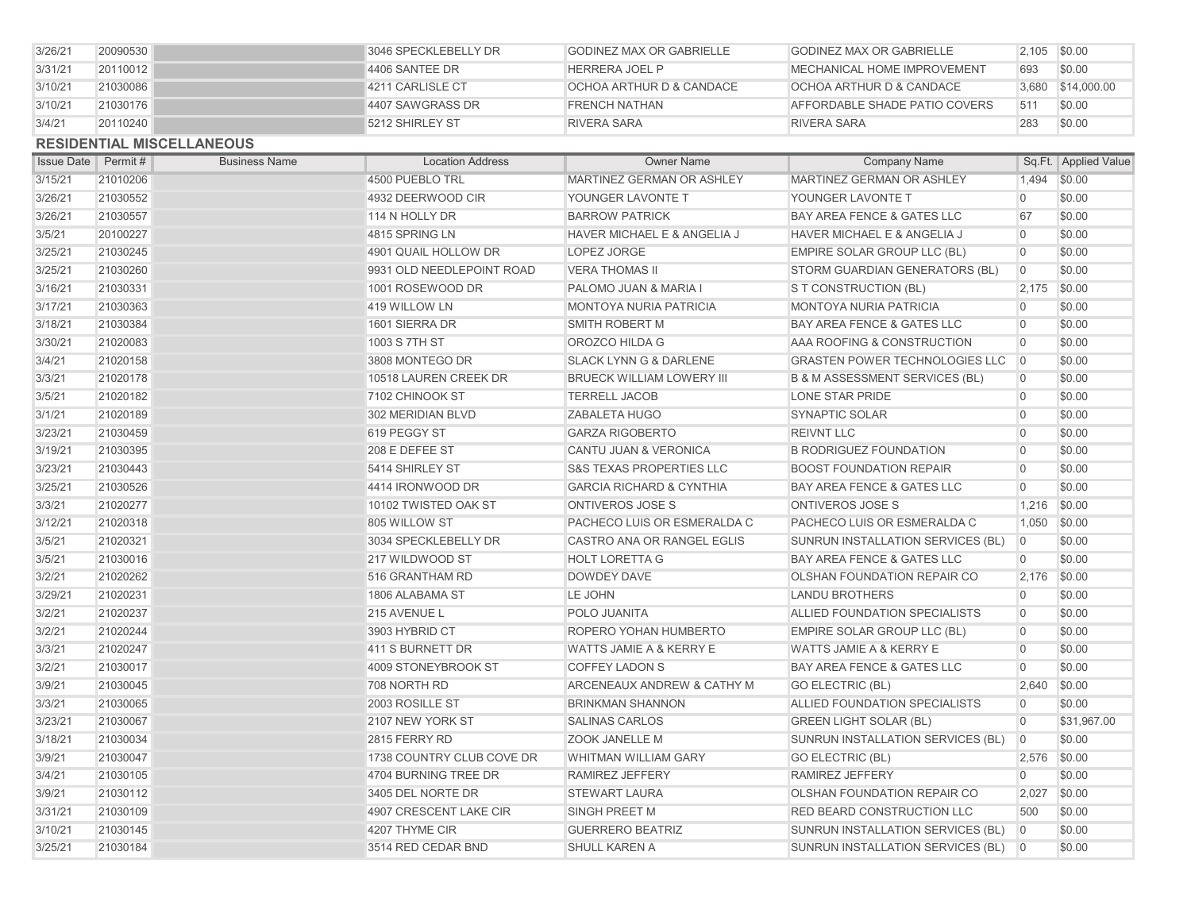| | | | | | | | |
|---|---|---|---|---|---|---|---|
| 3/26/21 | 20090530 | | 3046 SPECKLEBELLY DR | GODINEZ MAX OR GABRIELLE | GODINEZ MAX OR GABRIELLE | 2,105 | $0.00 |
| 3/31/21 | 20110012 | | 4406 SANTEE DR | HERRERA JOEL P | MECHANICAL HOME IMPROVEMENT | 693 | $0.00 |
| 3/10/21 | 21030086 | | 4211 CARLISLE CT | OCHOA ARTHUR D & CANDACE | OCHOA ARTHUR D & CANDACE | 3,680 | $14,000.00 |
| 3/10/21 | 21030176 | | 4407 SAWGRASS DR | FRENCH NATHAN | AFFORDABLE SHADE PATIO COVERS | 511 | $0.00 |
| 3/4/21 | 20110240 | | 5212 SHIRLEY ST | RIVERA SARA | RIVERA SARA | 283 | $0.00 |

## RESIDENTIAL MISCELLANEOUS

| Issue Date | Permit # | Business Name | Location Address | Owner Name | Company Name | Sq.Ft. | Applied Value |
|---|---|---|---|---|---|---|---|
| 3/15/21 | 21010206 | | 4500 PUEBLO TRL | MARTINEZ GERMAN OR ASHLEY | MARTINEZ GERMAN OR ASHLEY | 1,494 | $0.00 |
| 3/26/21 | 21030552 | | 4932 DEERWOOD CIR | YOUNGER LAVONTE T | YOUNGER LAVONTE T | 0 | $0.00 |
| 3/26/21 | 21030557 | | 114 N HOLLY DR | BARROW PATRICK | BAY AREA FENCE & GATES LLC | 67 | $0.00 |
| 3/5/21 | 20100227 | | 4815 SPRING LN | HAVER MICHAEL E & ANGELIA J | HAVER MICHAEL E & ANGELIA J | 0 | $0.00 |
| 3/25/21 | 21030245 | | 4901 QUAIL HOLLOW DR | LOPEZ JORGE | EMPIRE SOLAR GROUP LLC (BL) | 0 | $0.00 |
| 3/25/21 | 21030260 | | 9931 OLD NEEDLEPOINT ROAD | VERA THOMAS II | STORM GUARDIAN GENERATORS (BL) | 0 | $0.00 |
| 3/16/21 | 21030331 | | 1001 ROSEWOOD DR | PALOMO JUAN & MARIA I | S T CONSTRUCTION (BL) | 2,175 | $0.00 |
| 3/17/21 | 21030363 | | 419 WILLOW LN | MONTOYA NURIA PATRICIA | MONTOYA NURIA PATRICIA | 0 | $0.00 |
| 3/18/21 | 21030384 | | 1601 SIERRA DR | SMITH ROBERT M | BAY AREA FENCE & GATES LLC | 0 | $0.00 |
| 3/30/21 | 21020083 | | 1003 S 7TH ST | OROZCO HILDA G | AAA ROOFING & CONSTRUCTION | 0 | $0.00 |
| 3/4/21 | 21020158 | | 3808 MONTEGO DR | SLACK LYNN G & DARLENE | GRASTEN POWER TECHNOLOGIES LLC | 0 | $0.00 |
| 3/3/21 | 21020178 | | 10518 LAUREN CREEK DR | BRUECK WILLIAM LOWERY III | B & M ASSESSMENT SERVICES (BL) | 0 | $0.00 |
| 3/5/21 | 21020182 | | 7102 CHINOOK ST | TERRELL JACOB | LONE STAR PRIDE | 0 | $0.00 |
| 3/1/21 | 21020189 | | 302 MERIDIAN BLVD | ZABALETA HUGO | SYNAPTIC SOLAR | 0 | $0.00 |
| 3/23/21 | 21030459 | | 619 PEGGY ST | GARZA RIGOBERTO | REIVNT LLC | 0 | $0.00 |
| 3/19/21 | 21030395 | | 208 E DEFEE ST | CANTU JUAN & VERONICA | B RODRIGUEZ FOUNDATION | 0 | $0.00 |
| 3/23/21 | 21030443 | | 5414 SHIRLEY ST | S&S TEXAS PROPERTIES LLC | BOOST FOUNDATION REPAIR | 0 | $0.00 |
| 3/25/21 | 21030526 | | 4414 IRONWOOD DR | GARCIA RICHARD & CYNTHIA | BAY AREA FENCE & GATES LLC | 0 | $0.00 |
| 3/3/21 | 21020277 | | 10102 TWISTED OAK ST | ONTIVEROS JOSE S | ONTIVEROS JOSE S | 1,216 | $0.00 |
| 3/12/21 | 21020318 | | 805 WILLOW ST | PACHECO LUIS OR ESMERALDA C | PACHECO LUIS OR ESMERALDA C | 1,050 | $0.00 |
| 3/5/21 | 21020321 | | 3034 SPECKLEBELLY DR | CASTRO ANA OR RANGEL EGLIS | SUNRUN INSTALLATION SERVICES (BL) | 0 | $0.00 |
| 3/5/21 | 21030016 | | 217 WILDWOOD ST | HOLT LORETTA G | BAY AREA FENCE & GATES LLC | 0 | $0.00 |
| 3/2/21 | 21020262 | | 516 GRANTHAM RD | DOWDEY DAVE | OLSHAN FOUNDATION REPAIR CO | 2,176 | $0.00 |
| 3/29/21 | 21020231 | | 1806 ALABAMA ST | LE JOHN | LANDU BROTHERS | 0 | $0.00 |
| 3/2/21 | 21020237 | | 215 AVENUE L | POLO JUANITA | ALLIED FOUNDATION SPECIALISTS | 0 | $0.00 |
| 3/2/21 | 21020244 | | 3903 HYBRID CT | ROPERO YOHAN HUMBERTO | EMPIRE SOLAR GROUP LLC (BL) | 0 | $0.00 |
| 3/3/21 | 21020247 | | 411 S BURNETT DR | WATTS JAMIE A & KERRY E | WATTS JAMIE A & KERRY E | 0 | $0.00 |
| 3/2/21 | 21030017 | | 4009 STONEYBROOK ST | COFFEY LADON S | BAY AREA FENCE & GATES LLC | 0 | $0.00 |
| 3/9/21 | 21030045 | | 708 NORTH RD | ARCENEAUX ANDREW & CATHY M | GO ELECTRIC (BL) | 2,640 | $0.00 |
| 3/3/21 | 21030065 | | 2003 ROSILLE ST | BRINKMAN SHANNON | ALLIED FOUNDATION SPECIALISTS | 0 | $0.00 |
| 3/23/21 | 21030067 | | 2107 NEW YORK ST | SALINAS CARLOS | GREEN LIGHT SOLAR (BL) | 0 | $31,967.00 |
| 3/18/21 | 21030034 | | 2815 FERRY RD | ZOOK JANELLE M | SUNRUN INSTALLATION SERVICES (BL) | 0 | $0.00 |
| 3/9/21 | 21030047 | | 1738 COUNTRY CLUB COVE DR | WHITMAN WILLIAM GARY | GO ELECTRIC (BL) | 2,576 | $0.00 |
| 3/4/21 | 21030105 | | 4704 BURNING TREE DR | RAMIREZ JEFFERY | RAMIREZ JEFFERY | 0 | $0.00 |
| 3/9/21 | 21030112 | | 3405 DEL NORTE DR | STEWART LAURA | OLSHAN FOUNDATION REPAIR CO | 2,027 | $0.00 |
| 3/31/21 | 21030109 | | 4907 CRESCENT LAKE CIR | SINGH PREET M | RED BEARD CONSTRUCTION LLC | 500 | $0.00 |
| 3/10/21 | 21030145 | | 4207 THYME CIR | GUERRERO BEATRIZ | SUNRUN INSTALLATION SERVICES (BL) | 0 | $0.00 |
| 3/25/21 | 21030184 | | 3514 RED CEDAR BND | SHULL KAREN A | SUNRUN INSTALLATION SERVICES (BL) | 0 | $0.00 |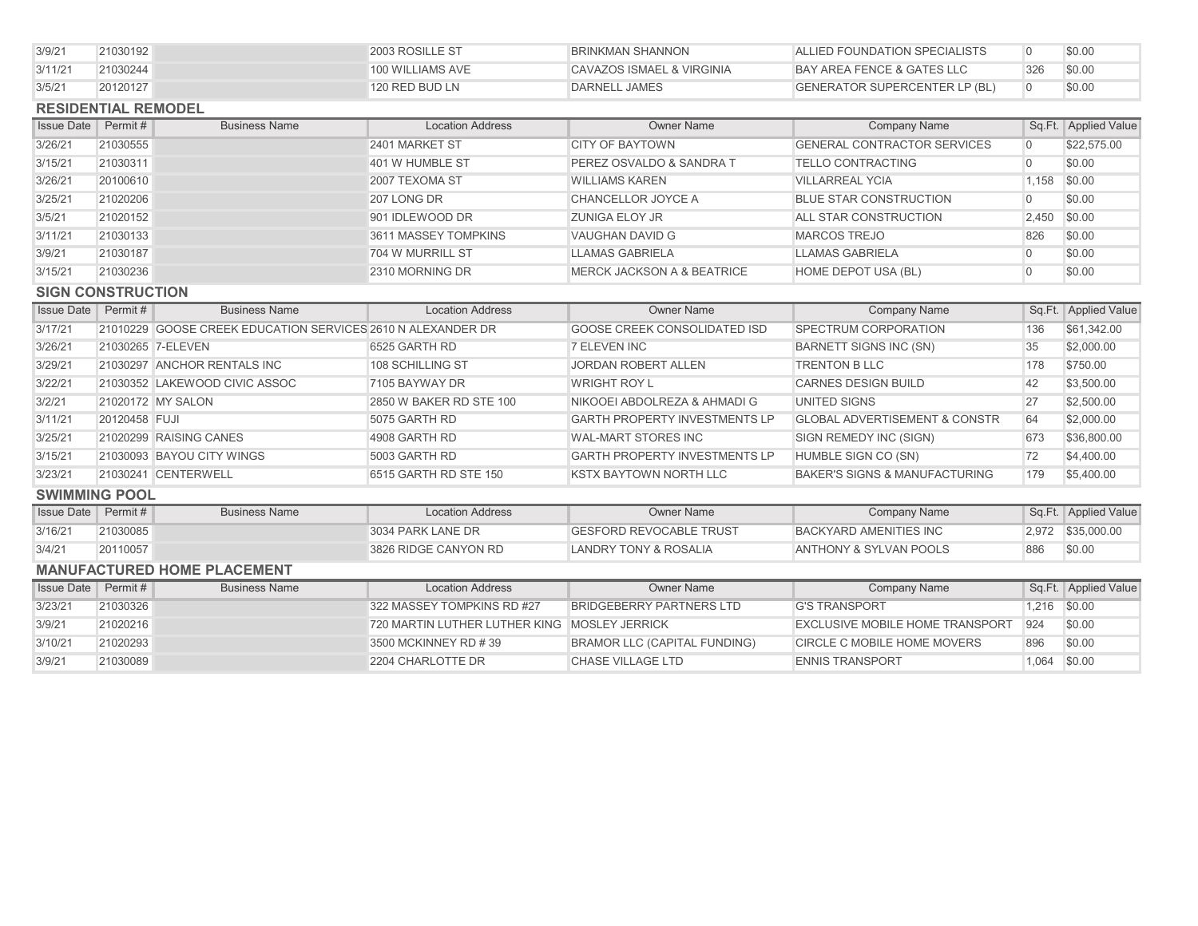| | | | | | | | |
|---|---|---|---|---|---|---|---|
| 3/9/21 | 21030192 | | 2003 ROSILLE ST | BRINKMAN SHANNON | ALLIED FOUNDATION SPECIALISTS | 0 | $0.00 |
| 3/11/21 | 21030244 | | 100 WILLIAMS AVE | CAVAZOS ISMAEL & VIRGINIA | BAY AREA FENCE & GATES LLC | 326 | $0.00 |
| 3/5/21 | 20120127 | | 120 RED BUD LN | DARNELL JAMES | GENERATOR SUPERCENTER LP (BL) | 0 | $0.00 |

## RESIDENTIAL REMODEL

| Issue Date | Permit # | Business Name | Location Address | Owner Name | Company Name | Sq.Ft. | Applied Value |
|---|---|---|---|---|---|---|---|
| 3/26/21 | 21030555 | | 2401 MARKET ST | CITY OF BAYTOWN | GENERAL CONTRACTOR SERVICES | 0 | $22,575.00 |
| 3/15/21 | 21030311 | | 401 W HUMBLE ST | PEREZ OSVALDO & SANDRA T | TELLO CONTRACTING | 0 | $0.00 |
| 3/26/21 | 20100610 | | 2007 TEXOMA ST | WILLIAMS KAREN | VILLARREAL YCIA | 1,158 | $0.00 |
| 3/25/21 | 21020206 | | 207 LONG DR | CHANCELLOR JOYCE A | BLUE STAR CONSTRUCTION | 0 | $0.00 |
| 3/5/21 | 21020152 | | 901 IDLEWOOD DR | ZUNIGA ELOY JR | ALL STAR CONSTRUCTION | 2,450 | $0.00 |
| 3/11/21 | 21030133 | | 3611 MASSEY TOMPKINS | VAUGHAN DAVID G | MARCOS TREJO | 826 | $0.00 |
| 3/9/21 | 21030187 | | 704 W MURRILL ST | LLAMAS GABRIELA | LLAMAS GABRIELA | 0 | $0.00 |
| 3/15/21 | 21030236 | | 2310 MORNING DR | MERCK JACKSON A & BEATRICE | HOME DEPOT USA (BL) | 0 | $0.00 |

## SIGN CONSTRUCTION

| Issue Date | Permit # | Business Name | Location Address | Owner Name | Company Name | Sq.Ft. | Applied Value |
|---|---|---|---|---|---|---|---|
| 3/17/21 | 21010229 | GOOSE CREEK EDUCATION SERVICES | 2610 N ALEXANDER DR | GOOSE CREEK CONSOLIDATED ISD | SPECTRUM CORPORATION | 136 | $61,342.00 |
| 3/26/21 | 21030265 | 7-ELEVEN | 6525 GARTH RD | 7 ELEVEN INC | BARNETT SIGNS INC (SN) | 35 | $2,000.00 |
| 3/29/21 | 21030297 | ANCHOR RENTALS INC | 108 SCHILLING ST | JORDAN ROBERT ALLEN | TRENTON B LLC | 178 | $750.00 |
| 3/22/21 | 21030352 | LAKEWOOD CIVIC ASSOC | 7105 BAYWAY DR | WRIGHT ROY L | CARNES DESIGN BUILD | 42 | $3,500.00 |
| 3/2/21 | 21020172 | MY SALON | 2850 W BAKER RD STE 100 | NIKOOEI ABDOLREZA & AHMADI G | UNITED SIGNS | 27 | $2,500.00 |
| 3/11/21 | 20120458 | FUJI | 5075 GARTH RD | GARTH PROPERTY INVESTMENTS LP | GLOBAL ADVERTISEMENT & CONSTR | 64 | $2,000.00 |
| 3/25/21 | 21020299 | RAISING CANES | 4908 GARTH RD | WAL-MART STORES INC | SIGN REMEDY INC (SIGN) | 673 | $36,800.00 |
| 3/15/21 | 21030093 | BAYOU CITY WINGS | 5003 GARTH RD | GARTH PROPERTY INVESTMENTS LP | HUMBLE SIGN CO (SN) | 72 | $4,400.00 |
| 3/23/21 | 21030241 | CENTERWELL | 6515 GARTH RD STE 150 | KSTX BAYTOWN NORTH LLC | BAKER'S SIGNS & MANUFACTURING | 179 | $5,400.00 |

## SWIMMING POOL

| Issue Date | Permit # | Business Name | Location Address | Owner Name | Company Name | Sq.Ft. | Applied Value |
|---|---|---|---|---|---|---|---|
| 3/16/21 | 21030085 | | 3034 PARK LANE DR | GESFORD REVOCABLE TRUST | BACKYARD AMENITIES INC | 2,972 | $35,000.00 |
| 3/4/21 | 20110057 | | 3826 RIDGE CANYON RD | LANDRY TONY & ROSALIA | ANTHONY & SYLVAN POOLS | 886 | $0.00 |

## MANUFACTURED HOME PLACEMENT

| Issue Date | Permit # | Business Name | Location Address | Owner Name | Company Name | Sq.Ft. | Applied Value |
|---|---|---|---|---|---|---|---|
| 3/23/21 | 21030326 | | 322 MASSEY TOMPKINS RD #27 | BRIDGEBERRY PARTNERS LTD | G'S TRANSPORT | 1,216 | $0.00 |
| 3/9/21 | 21020216 | | 720 MARTIN LUTHER LUTHER KING | MOSLEY JERRICK | EXCLUSIVE MOBILE HOME TRANSPORT | 924 | $0.00 |
| 3/10/21 | 21020293 | | 3500 MCKINNEY RD # 39 | BRAMOR LLC (CAPITAL FUNDING) | CIRCLE C MOBILE HOME MOVERS | 896 | $0.00 |
| 3/9/21 | 21030089 | | 2204 CHARLOTTE DR | CHASE VILLAGE LTD | ENNIS TRANSPORT | 1,064 | $0.00 |